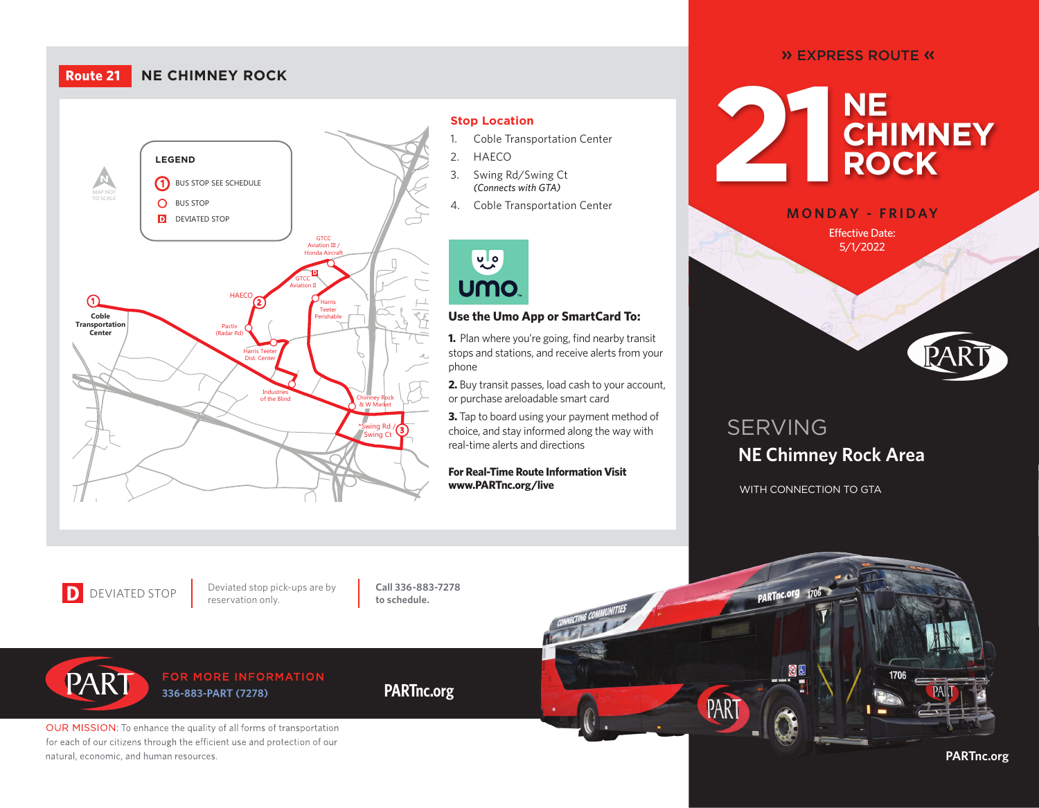# Route 21 NE CHIMNEY ROCK

**LEGEND**

- BUS STOP SEE SCHEDULE
- BUS STOP
- DEVIATED STOP

MAP NOT TO SCALE

Coble Transportation Center, HAECO, Pactiv (Radar Rd), Harris Teeter Dist. Center, Industries of the Blind, GTCC Aviation II, GTCC Aviation III / Honda Aircraft, Harris Teeter Perishable, Chimney Rock & W Market, *Swing Rd / Swing Ct

## Stop Location

1. Coble Transportation Center
2. HAECO
3. Swing Rd/Swing Ct *(Connects with GTA)*
4. Coble Transportation Center

umo

### Use the Umo App or SmartCard To:

**1.** Plan where you're going, find nearby transit stops and stations, and receive alerts from your phone

**2.** Buy transit passes, load cash to your account, or purchase areloadable smart card

**3.** Tap to board using your payment method of choice, and stay informed along the way with real-time alerts and directions

**For Real-Time Route Information Visit www.PARTnc.org/live**

**D** DEVIATED STOP | Deviated stop pick-ups are by reservation only. | **Call 336-883-7278 to schedule.**

FOR MORE INFORMATION
336-883-PART (7278)

PARTnc.org

OUR MISSION: To enhance the quality of all forms of transportation for each of our citizens through the efficient use and protection of our natural, economic, and human resources.

» EXPRESS ROUTE «

# 21 NE CHIMNEY ROCK

MONDAY - FRIDAY

Effective Date: 5/1/2022

PART

SERVING
## NE Chimney Rock Area

WITH CONNECTION TO GTA

PARTnc.org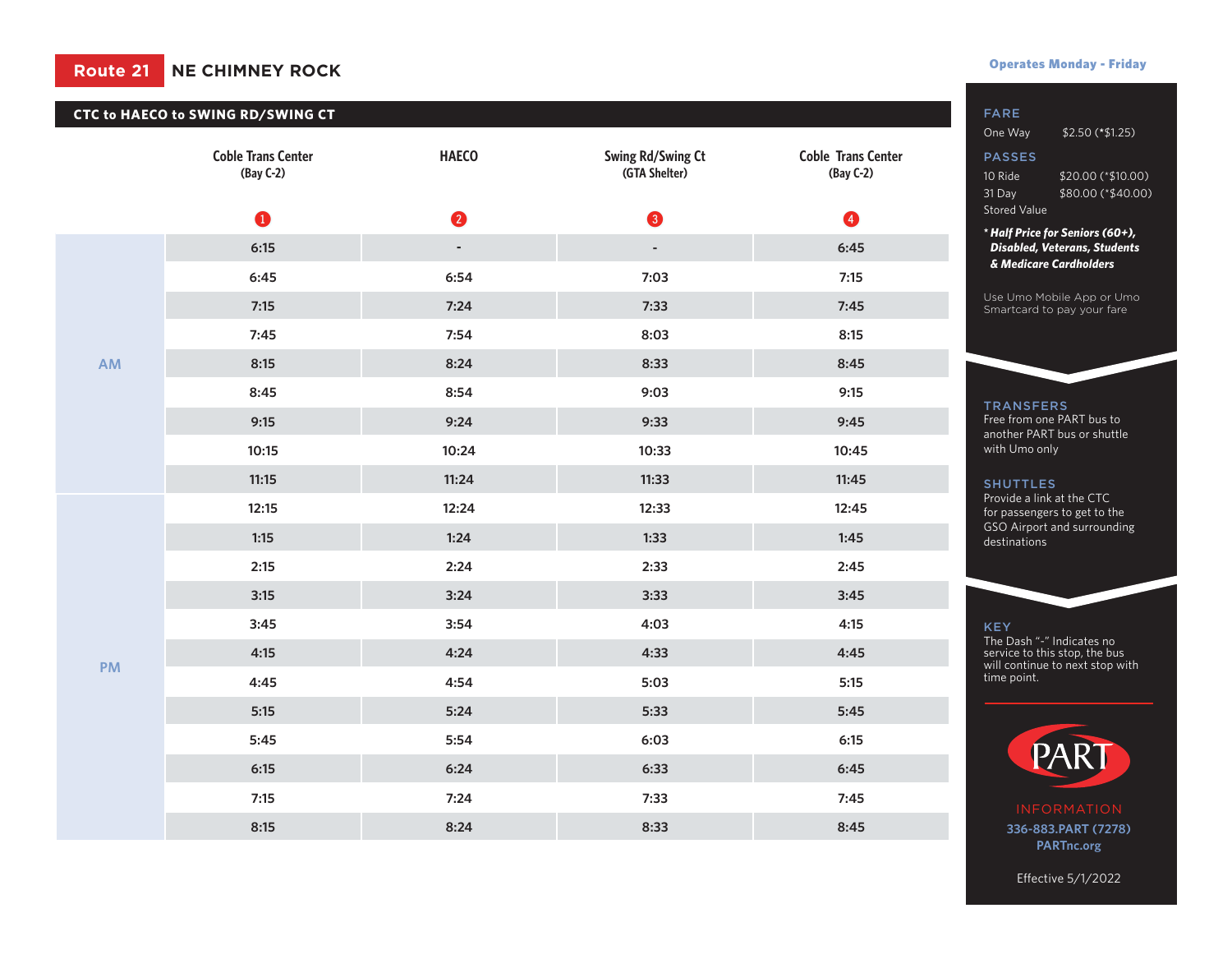# Route 21 NE CHIMNEY ROCK

Operates Monday - Friday

## CTC to HAECO to SWING RD/SWING CT

| | Coble Trans Center (Bay C-2) ❶ | HAECO ❷ | Swing Rd/Swing Ct (GTA Shelter) ❸ | Coble Trans Center (Bay C-2) ❹ |
|---|---|---|---|---|
| AM | 6:15 | - | - | 6:45 |
| | 6:45 | 6:54 | 7:03 | 7:15 |
| | 7:15 | 7:24 | 7:33 | 7:45 |
| | 7:45 | 7:54 | 8:03 | 8:15 |
| | 8:15 | 8:24 | 8:33 | 8:45 |
| | 8:45 | 8:54 | 9:03 | 9:15 |
| | 9:15 | 9:24 | 9:33 | 9:45 |
| | 10:15 | 10:24 | 10:33 | 10:45 |
| | 11:15 | 11:24 | 11:33 | 11:45 |
| PM | 12:15 | 12:24 | 12:33 | 12:45 |
| | 1:15 | 1:24 | 1:33 | 1:45 |
| | 2:15 | 2:24 | 2:33 | 2:45 |
| | 3:15 | 3:24 | 3:33 | 3:45 |
| | 3:45 | 3:54 | 4:03 | 4:15 |
| | 4:15 | 4:24 | 4:33 | 4:45 |
| | 4:45 | 4:54 | 5:03 | 5:15 |
| | 5:15 | 5:24 | 5:33 | 5:45 |
| | 5:45 | 5:54 | 6:03 | 6:15 |
| | 6:15 | 6:24 | 6:33 | 6:45 |
| | 7:15 | 7:24 | 7:33 | 7:45 |
| | 8:15 | 8:24 | 8:33 | 8:45 |

### FARE

| | |
|---|---|
| One Way | $2.50 (*$1.25) |

### PASSES

| | |
|---|---|
| 10 Ride | $20.00 (*$10.00) |
| 31 Day | $80.00 (*$40.00) |
| Stored Value | |

***Half Price for Seniors (60+), Disabled, Veterans, Students & Medicare Cardholders***

Use Umo Mobile App or Umo Smartcard to pay your fare

### TRANSFERS

Free from one PART bus to another PART bus or shuttle with Umo only

### SHUTTLES

Provide a link at the CTC for passengers to get to the GSO Airport and surrounding destinations

### KEY

The Dash "-" Indicates no service to this stop, the bus will continue to next stop with time point.

PART

INFORMATION

**336-883.PART (7278)**

**PARTnc.org**

Effective 5/1/2022